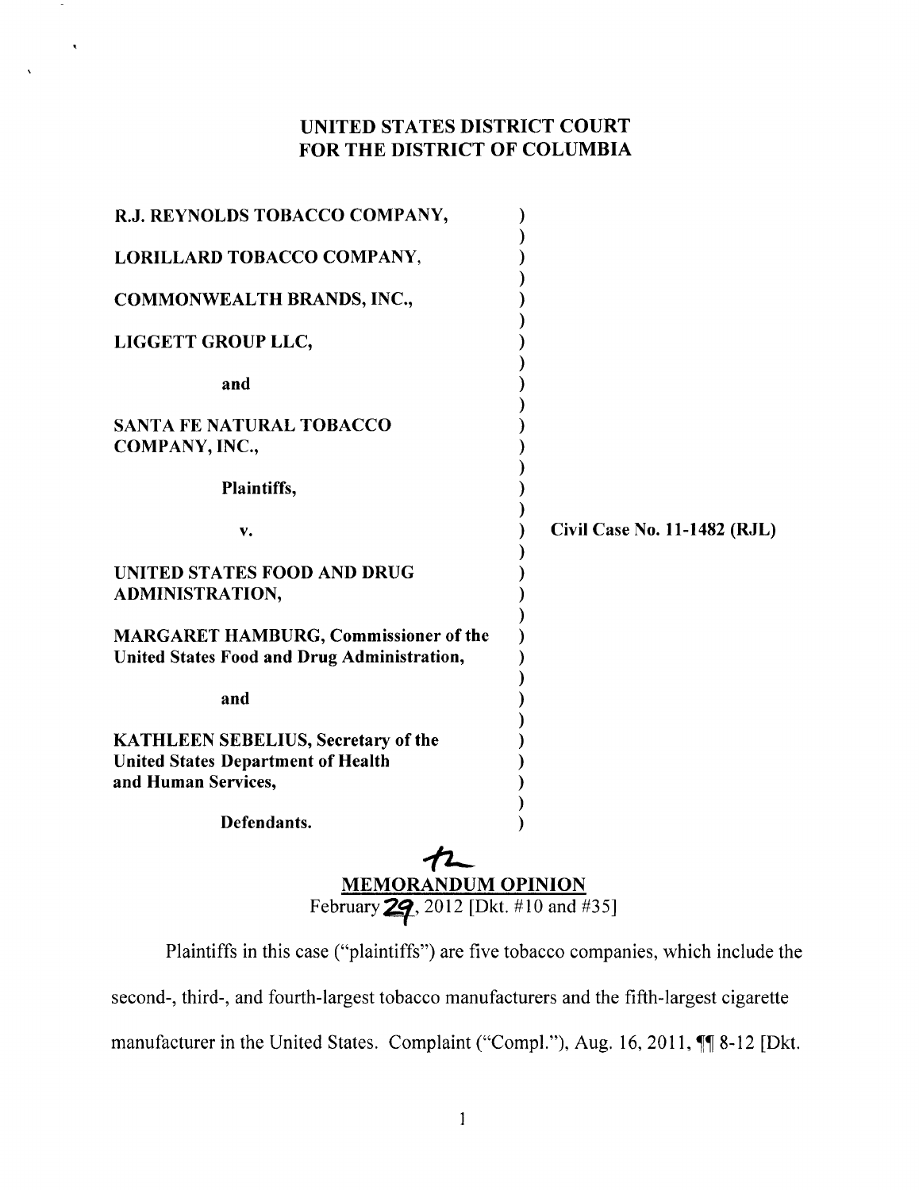# UNITED STATES DISTRICT COURT
# FOR THE DISTRICT OF COLUMBIA

| | |
|---|---|
| **R.J. REYNOLDS TOBACCO COMPANY,** | ) |
| **LORILLARD TOBACCO COMPANY,** | ) |
| **COMMONWEALTH BRANDS, INC.,** | ) |
| **LIGGETT GROUP LLC,** | ) |
| **and** | ) |
| **SANTA FE NATURAL TOBACCO COMPANY, INC.,** | ) |
| **Plaintiffs,** | ) |
| **v.** | ) **Civil Case No. 11-1482 (RJL)** |
| **UNITED STATES FOOD AND DRUG ADMINISTRATION,** | ) |
| **MARGARET HAMBURG, Commissioner of the United States Food and Drug Administration,** | ) |
| **and** | ) |
| **KATHLEEN SEBELIUS, Secretary of the United States Department of Health and Human Services,** | ) |
| **Defendants.** | ) |

**MEMORANDUM OPINION**

February 29, 2012 [Dkt. #10 and #35]

Plaintiffs in this case ("plaintiffs") are five tobacco companies, which include the second-, third-, and fourth-largest tobacco manufacturers and the fifth-largest cigarette manufacturer in the United States. Complaint ("Compl."), Aug. 16, 2011, ¶¶ 8-12 [Dkt.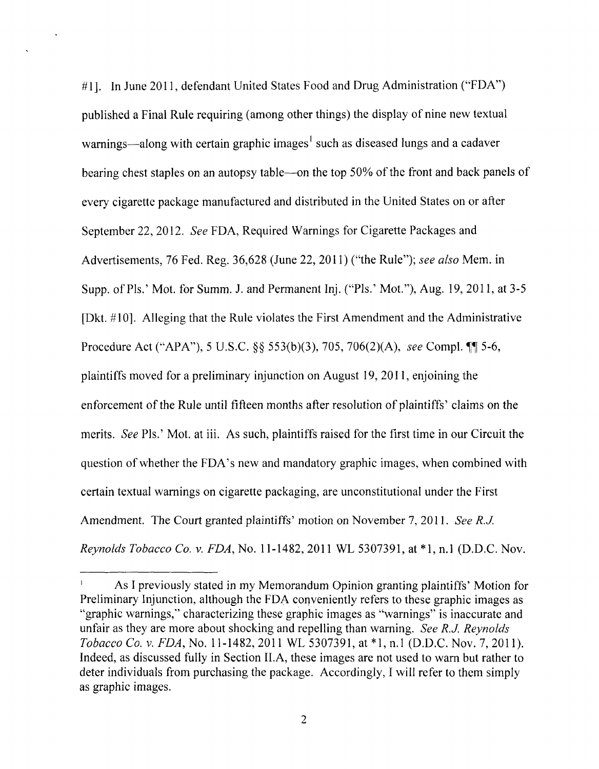#1]. In June 2011, defendant United States Food and Drug Administration ("FDA") published a Final Rule requiring (among other things) the display of nine new textual warnings—along with certain graphic images[1] such as diseased lungs and a cadaver bearing chest staples on an autopsy table—on the top 50% of the front and back panels of every cigarette package manufactured and distributed in the United States on or after September 22, 2012. *See* FDA, Required Warnings for Cigarette Packages and Advertisements, 76 Fed. Reg. 36,628 (June 22, 2011) ("the Rule"); *see also* Mem. in Supp. of Pls.' Mot. for Summ. J. and Permanent Inj. ("Pls.' Mot."), Aug. 19, 2011, at 3-5 [Dkt. #10]. Alleging that the Rule violates the First Amendment and the Administrative Procedure Act ("APA"), 5 U.S.C. §§ 553(b)(3), 705, 706(2)(A), *see* Compl. ¶¶ 5-6, plaintiffs moved for a preliminary injunction on August 19, 2011, enjoining the enforcement of the Rule until fifteen months after resolution of plaintiffs' claims on the merits. *See* Pls.' Mot. at iii. As such, plaintiffs raised for the first time in our Circuit the question of whether the FDA's new and mandatory graphic images, when combined with certain textual warnings on cigarette packaging, are unconstitutional under the First Amendment. The Court granted plaintiffs' motion on November 7, 2011. *See R.J. Reynolds Tobacco Co. v. FDA*, No. 11-1482, 2011 WL 5307391, at *1, n.1 (D.D.C. Nov.

---

[1] As I previously stated in my Memorandum Opinion granting plaintiffs' Motion for Preliminary Injunction, although the FDA conveniently refers to these graphic images as "graphic warnings," characterizing these graphic images as "warnings" is inaccurate and unfair as they are more about shocking and repelling than warning. *See R.J. Reynolds Tobacco Co. v. FDA*, No. 11-1482, 2011 WL 5307391, at *1, n.1 (D.D.C. Nov. 7, 2011). Indeed, as discussed fully in Section II.A, these images are not used to warn but rather to deter individuals from purchasing the package. Accordingly, I will refer to them simply as graphic images.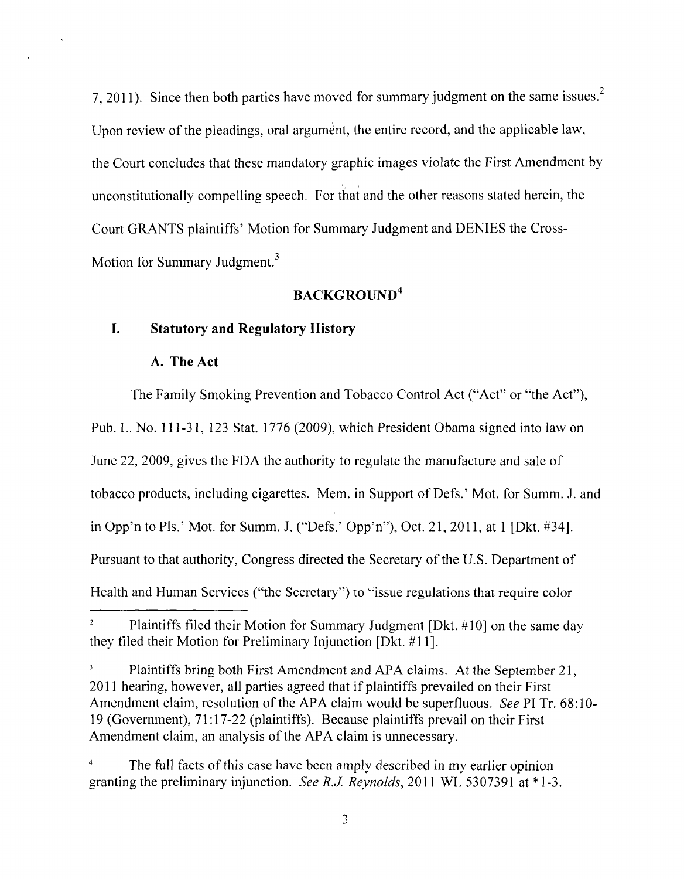7, 2011). Since then both parties have moved for summary judgment on the same issues.[2] Upon review of the pleadings, oral argument, the entire record, and the applicable law, the Court concludes that these mandatory graphic images violate the First Amendment by unconstitutionally compelling speech. For that and the other reasons stated herein, the Court GRANTS plaintiffs' Motion for Summary Judgment and DENIES the Cross-Motion for Summary Judgment.[3]

## BACKGROUND[4]

### I. Statutory and Regulatory History

#### A. The Act

The Family Smoking Prevention and Tobacco Control Act ("Act" or "the Act"), Pub. L. No. 111-31, 123 Stat. 1776 (2009), which President Obama signed into law on June 22, 2009, gives the FDA the authority to regulate the manufacture and sale of tobacco products, including cigarettes. Mem. in Support of Defs.' Mot. for Summ. J. and in Opp'n to Pls.' Mot. for Summ. J. ("Defs.' Opp'n"), Oct. 21, 2011, at 1 [Dkt. #34]. Pursuant to that authority, Congress directed the Secretary of the U.S. Department of Health and Human Services ("the Secretary") to "issue regulations that require color

---

[2] Plaintiffs filed their Motion for Summary Judgment [Dkt. #10] on the same day they filed their Motion for Preliminary Injunction [Dkt. #11].

[3] Plaintiffs bring both First Amendment and APA claims. At the September 21, 2011 hearing, however, all parties agreed that if plaintiffs prevailed on their First Amendment claim, resolution of the APA claim would be superfluous. *See* PI Tr. 68:10-19 (Government), 71:17-22 (plaintiffs). Because plaintiffs prevail on their First Amendment claim, an analysis of the APA claim is unnecessary.

[4] The full facts of this case have been amply described in my earlier opinion granting the preliminary injunction. *See R.J. Reynolds*, 2011 WL 5307391 at *1-3.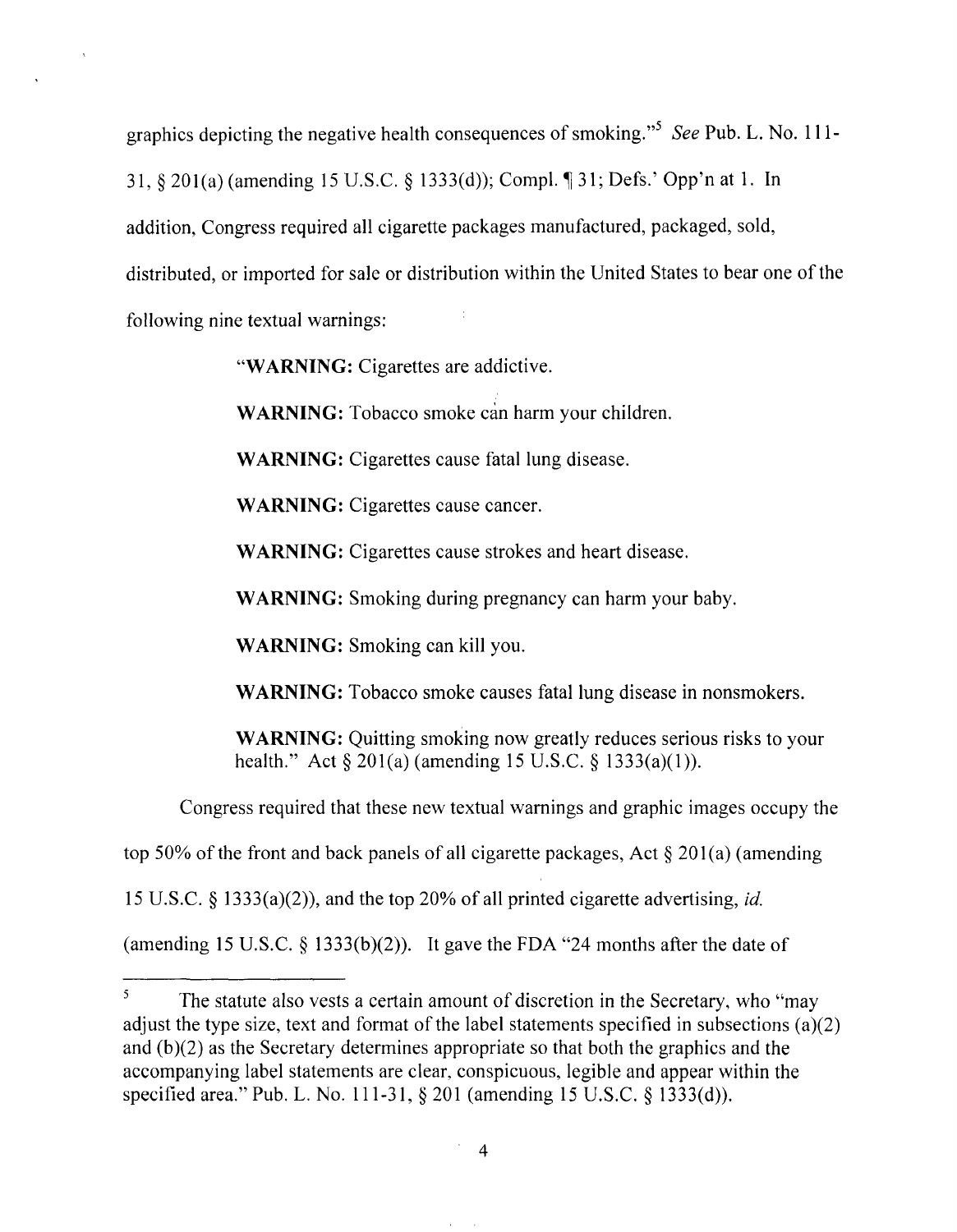graphics depicting the negative health consequences of smoking."[5] *See* Pub. L. No. 111-31, § 201(a) (amending 15 U.S.C. § 1333(d)); Compl. ¶ 31; Defs.' Opp'n at 1. In addition, Congress required all cigarette packages manufactured, packaged, sold, distributed, or imported for sale or distribution within the United States to bear one of the following nine textual warnings:

> "**WARNING:** Cigarettes are addictive.
>
> **WARNING:** Tobacco smoke can harm your children.
>
> **WARNING:** Cigarettes cause fatal lung disease.
>
> **WARNING:** Cigarettes cause cancer.
>
> **WARNING:** Cigarettes cause strokes and heart disease.
>
> **WARNING:** Smoking during pregnancy can harm your baby.
>
> **WARNING:** Smoking can kill you.
>
> **WARNING:** Tobacco smoke causes fatal lung disease in nonsmokers.
>
> **WARNING:** Quitting smoking now greatly reduces serious risks to your health." Act § 201(a) (amending 15 U.S.C. § 1333(a)(1)).

Congress required that these new textual warnings and graphic images occupy the top 50% of the front and back panels of all cigarette packages, Act § 201(a) (amending 15 U.S.C. § 1333(a)(2)), and the top 20% of all printed cigarette advertising, *id.* (amending 15 U.S.C. § 1333(b)(2)). It gave the FDA "24 months after the date of

---

[5] The statute also vests a certain amount of discretion in the Secretary, who "may adjust the type size, text and format of the label statements specified in subsections (a)(2) and (b)(2) as the Secretary determines appropriate so that both the graphics and the accompanying label statements are clear, conspicuous, legible and appear within the specified area." Pub. L. No. 111-31, § 201 (amending 15 U.S.C. § 1333(d)).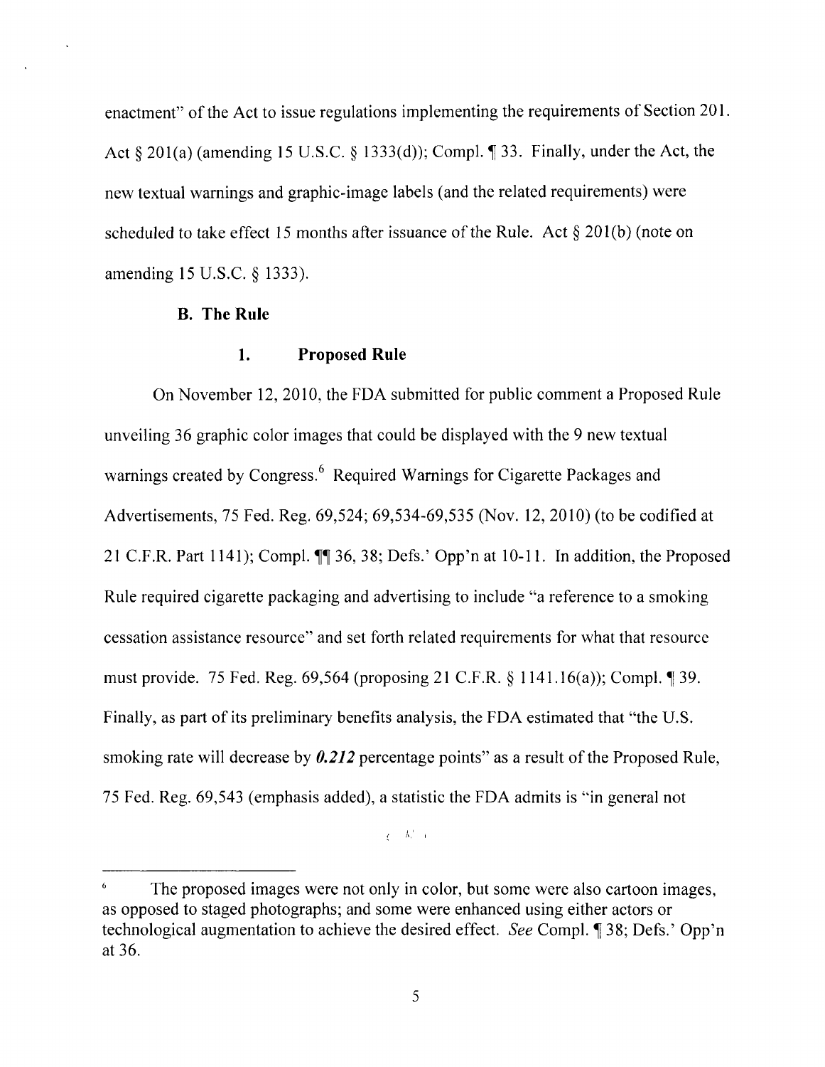enactment" of the Act to issue regulations implementing the requirements of Section 201. Act § 201(a) (amending 15 U.S.C. § 1333(d)); Compl. ¶ 33. Finally, under the Act, the new textual warnings and graphic-image labels (and the related requirements) were scheduled to take effect 15 months after issuance of the Rule. Act § 201(b) (note on amending 15 U.S.C. § 1333).

### B. The Rule

#### 1. Proposed Rule

On November 12, 2010, the FDA submitted for public comment a Proposed Rule unveiling 36 graphic color images that could be displayed with the 9 new textual warnings created by Congress.[6] Required Warnings for Cigarette Packages and Advertisements, 75 Fed. Reg. 69,524; 69,534-69,535 (Nov. 12, 2010) (to be codified at 21 C.F.R. Part 1141); Compl. ¶¶ 36, 38; Defs.' Opp'n at 10-11. In addition, the Proposed Rule required cigarette packaging and advertising to include "a reference to a smoking cessation assistance resource" and set forth related requirements for what that resource must provide. 75 Fed. Reg. 69,564 (proposing 21 C.F.R. § 1141.16(a)); Compl. ¶ 39. Finally, as part of its preliminary benefits analysis, the FDA estimated that "the U.S. smoking rate will decrease by ***0.212*** percentage points" as a result of the Proposed Rule, 75 Fed. Reg. 69,543 (emphasis added), a statistic the FDA admits is "in general not

---

[6] The proposed images were not only in color, but some were also cartoon images, as opposed to staged photographs; and some were enhanced using either actors or technological augmentation to achieve the desired effect. *See* Compl. ¶ 38; Defs.' Opp'n at 36.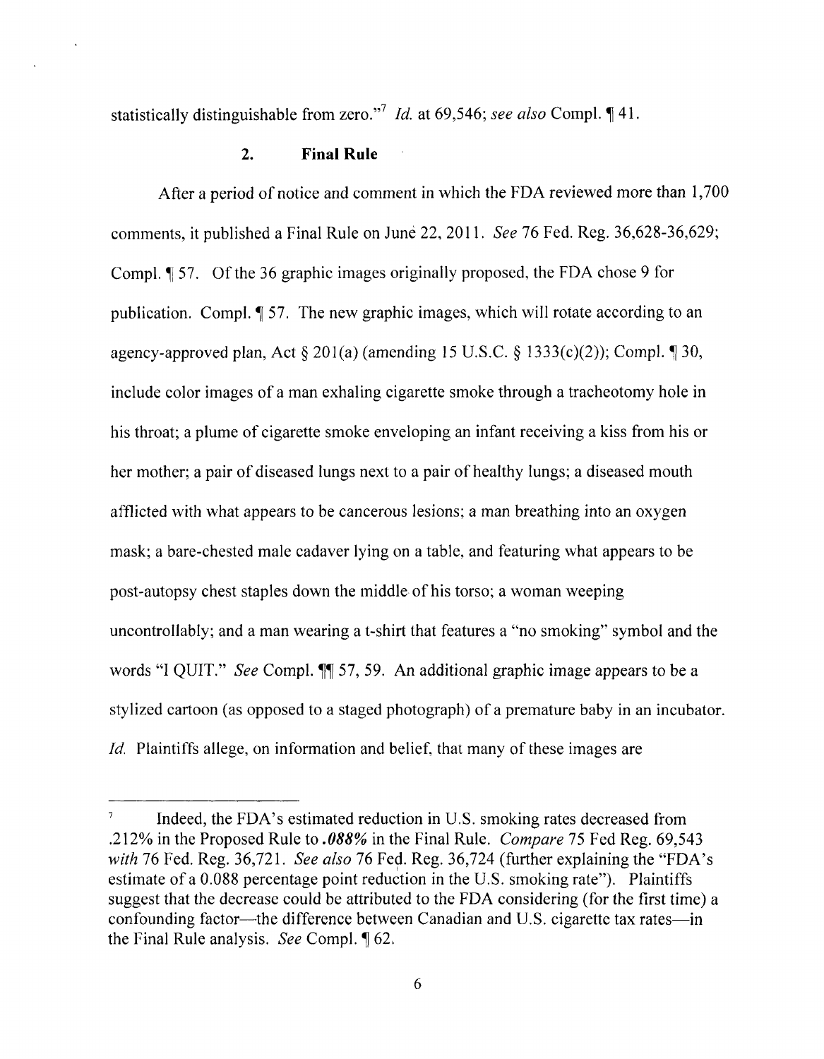statistically distinguishable from zero."[7] *Id.* at 69,546; *see also* Compl. ¶ 41.

### 2. Final Rule

After a period of notice and comment in which the FDA reviewed more than 1,700 comments, it published a Final Rule on June 22, 2011. *See* 76 Fed. Reg. 36,628-36,629; Compl. ¶ 57. Of the 36 graphic images originally proposed, the FDA chose 9 for publication. Compl. ¶ 57. The new graphic images, which will rotate according to an agency-approved plan, Act § 201(a) (amending 15 U.S.C. § 1333(c)(2)); Compl. ¶ 30, include color images of a man exhaling cigarette smoke through a tracheotomy hole in his throat; a plume of cigarette smoke enveloping an infant receiving a kiss from his or her mother; a pair of diseased lungs next to a pair of healthy lungs; a diseased mouth afflicted with what appears to be cancerous lesions; a man breathing into an oxygen mask; a bare-chested male cadaver lying on a table, and featuring what appears to be post-autopsy chest staples down the middle of his torso; a woman weeping uncontrollably; and a man wearing a t-shirt that features a "no smoking" symbol and the words "I QUIT." *See* Compl. ¶¶ 57, 59. An additional graphic image appears to be a stylized cartoon (as opposed to a staged photograph) of a premature baby in an incubator. *Id.* Plaintiffs allege, on information and belief, that many of these images are

---

[7] Indeed, the FDA's estimated reduction in U.S. smoking rates decreased from .212% in the Proposed Rule to ***.088%*** in the Final Rule. *Compare* 75 Fed Reg. 69,543 *with* 76 Fed. Reg. 36,721. *See also* 76 Fed. Reg. 36,724 (further explaining the "FDA's estimate of a 0.088 percentage point reduction in the U.S. smoking rate"). Plaintiffs suggest that the decrease could be attributed to the FDA considering (for the first time) a confounding factor—the difference between Canadian and U.S. cigarette tax rates—in the Final Rule analysis. *See* Compl. ¶ 62.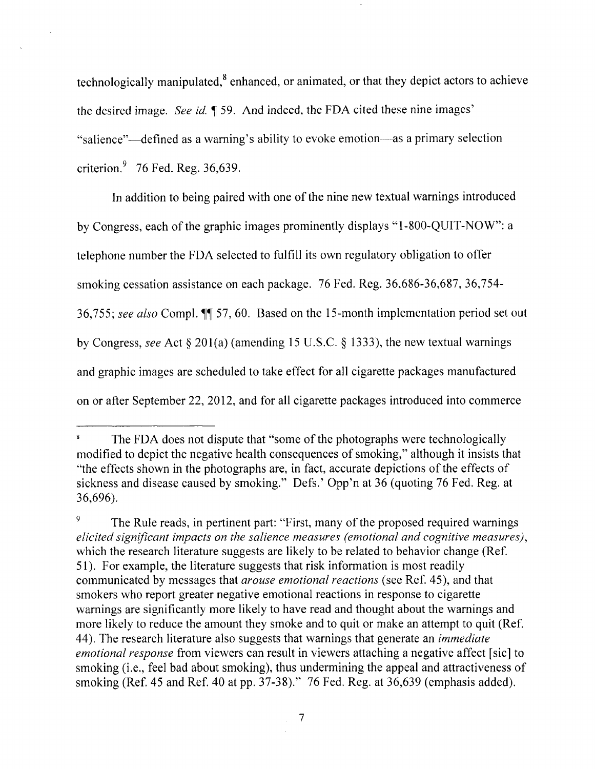technologically manipulated,[8] enhanced, or animated, or that they depict actors to achieve the desired image. *See id.* ¶ 59. And indeed, the FDA cited these nine images' "salience"—defined as a warning's ability to evoke emotion—as a primary selection criterion.[9] 76 Fed. Reg. 36,639.

In addition to being paired with one of the nine new textual warnings introduced by Congress, each of the graphic images prominently displays "1-800-QUIT-NOW": a telephone number the FDA selected to fulfill its own regulatory obligation to offer smoking cessation assistance on each package. 76 Fed. Reg. 36,686-36,687, 36,754-36,755; *see also* Compl. ¶¶ 57, 60. Based on the 15-month implementation period set out by Congress, *see* Act § 201(a) (amending 15 U.S.C. § 1333), the new textual warnings and graphic images are scheduled to take effect for all cigarette packages manufactured on or after September 22, 2012, and for all cigarette packages introduced into commerce

---

[8] The FDA does not dispute that "some of the photographs were technologically modified to depict the negative health consequences of smoking," although it insists that "the effects shown in the photographs are, in fact, accurate depictions of the effects of sickness and disease caused by smoking." Defs.' Opp'n at 36 (quoting 76 Fed. Reg. at 36,696).

[9] The Rule reads, in pertinent part: "First, many of the proposed required warnings *elicited significant impacts on the salience measures (emotional and cognitive measures)*, which the research literature suggests are likely to be related to behavior change (Ref. 51). For example, the literature suggests that risk information is most readily communicated by messages that *arouse emotional reactions* (see Ref. 45), and that smokers who report greater negative emotional reactions in response to cigarette warnings are significantly more likely to have read and thought about the warnings and more likely to reduce the amount they smoke and to quit or make an attempt to quit (Ref. 44). The research literature also suggests that warnings that generate an *immediate emotional response* from viewers can result in viewers attaching a negative affect [sic] to smoking (i.e., feel bad about smoking), thus undermining the appeal and attractiveness of smoking (Ref. 45 and Ref. 40 at pp. 37-38)." 76 Fed. Reg. at 36,639 (emphasis added).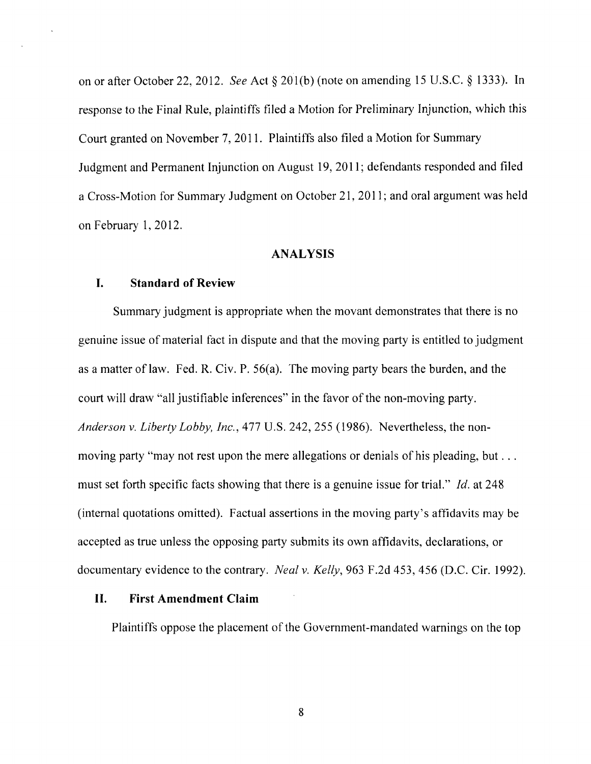on or after October 22, 2012. *See* Act § 201(b) (note on amending 15 U.S.C. § 1333). In response to the Final Rule, plaintiffs filed a Motion for Preliminary Injunction, which this Court granted on November 7, 2011. Plaintiffs also filed a Motion for Summary Judgment and Permanent Injunction on August 19, 2011; defendants responded and filed a Cross-Motion for Summary Judgment on October 21, 2011; and oral argument was held on February 1, 2012.

## ANALYSIS

### I. Standard of Review

Summary judgment is appropriate when the movant demonstrates that there is no genuine issue of material fact in dispute and that the moving party is entitled to judgment as a matter of law. Fed. R. Civ. P. 56(a). The moving party bears the burden, and the court will draw "all justifiable inferences" in the favor of the non-moving party. *Anderson v. Liberty Lobby, Inc.*, 477 U.S. 242, 255 (1986). Nevertheless, the non-moving party "may not rest upon the mere allegations or denials of his pleading, but . . . must set forth specific facts showing that there is a genuine issue for trial." *Id.* at 248 (internal quotations omitted). Factual assertions in the moving party's affidavits may be accepted as true unless the opposing party submits its own affidavits, declarations, or documentary evidence to the contrary. *Neal v. Kelly*, 963 F.2d 453, 456 (D.C. Cir. 1992).

### II. First Amendment Claim

Plaintiffs oppose the placement of the Government-mandated warnings on the top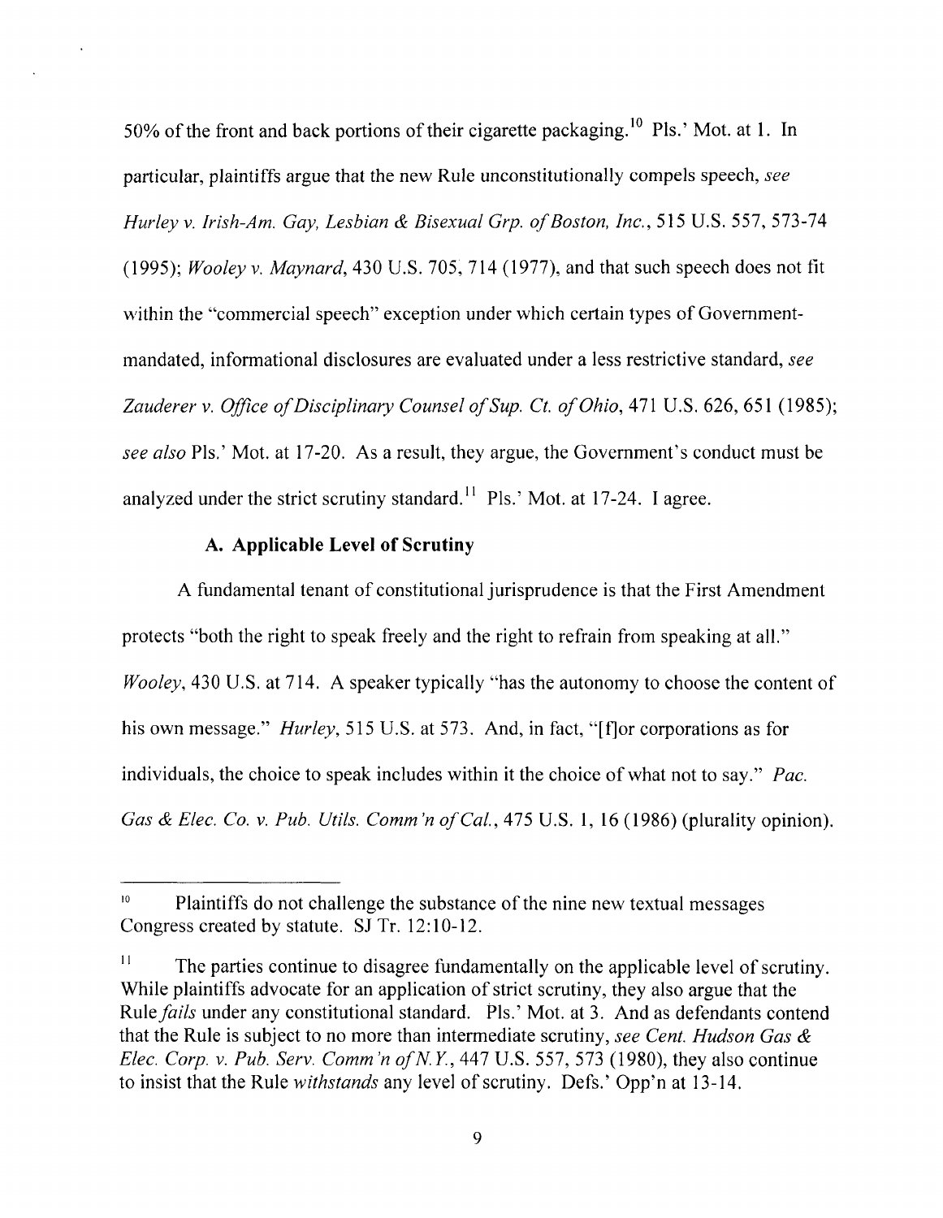50% of the front and back portions of their cigarette packaging.[10] Pls.' Mot. at 1. In particular, plaintiffs argue that the new Rule unconstitutionally compels speech, *see Hurley v. Irish-Am. Gay, Lesbian & Bisexual Grp. of Boston, Inc.*, 515 U.S. 557, 573-74 (1995); *Wooley v. Maynard*, 430 U.S. 705, 714 (1977), and that such speech does not fit within the "commercial speech" exception under which certain types of Government-mandated, informational disclosures are evaluated under a less restrictive standard, *see Zauderer v. Office of Disciplinary Counsel of Sup. Ct. of Ohio*, 471 U.S. 626, 651 (1985); *see also* Pls.' Mot. at 17-20. As a result, they argue, the Government's conduct must be analyzed under the strict scrutiny standard.[11] Pls.' Mot. at 17-24. I agree.

### A. Applicable Level of Scrutiny

A fundamental tenant of constitutional jurisprudence is that the First Amendment protects "both the right to speak freely and the right to refrain from speaking at all." *Wooley*, 430 U.S. at 714. A speaker typically "has the autonomy to choose the content of his own message." *Hurley*, 515 U.S. at 573. And, in fact, "[f]or corporations as for individuals, the choice to speak includes within it the choice of what not to say." *Pac. Gas & Elec. Co. v. Pub. Utils. Comm'n of Cal.*, 475 U.S. 1, 16 (1986) (plurality opinion).

---

[10] Plaintiffs do not challenge the substance of the nine new textual messages Congress created by statute. SJ Tr. 12:10-12.

[11] The parties continue to disagree fundamentally on the applicable level of scrutiny. While plaintiffs advocate for an application of strict scrutiny, they also argue that the Rule *fails* under any constitutional standard. Pls.' Mot. at 3. And as defendants contend that the Rule is subject to no more than intermediate scrutiny, *see Cent. Hudson Gas & Elec. Corp. v. Pub. Serv. Comm'n of N.Y.*, 447 U.S. 557, 573 (1980), they also continue to insist that the Rule *withstands* any level of scrutiny. Defs.' Opp'n at 13-14.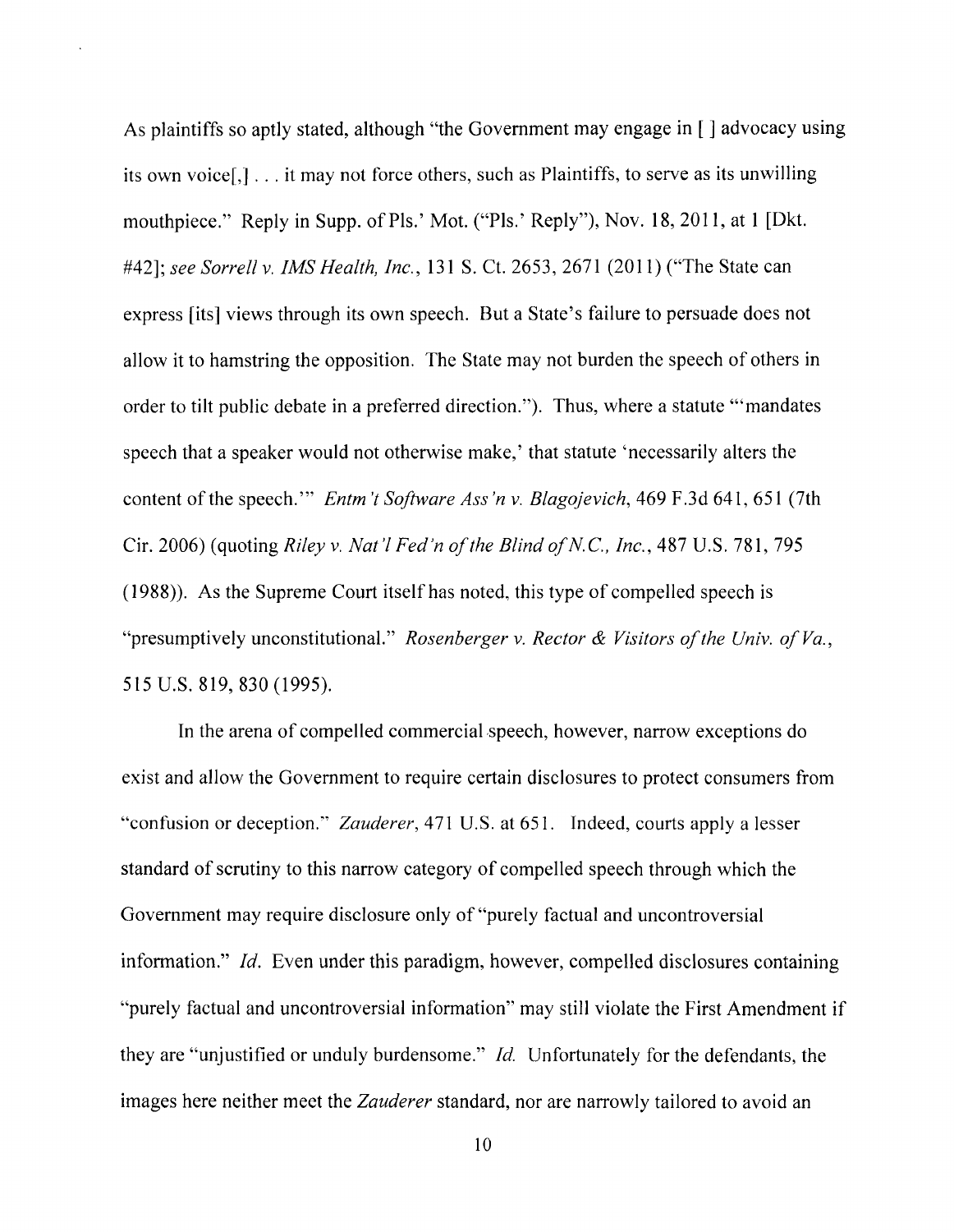As plaintiffs so aptly stated, although "the Government may engage in [ ] advocacy using its own voice[,] . . . it may not force others, such as Plaintiffs, to serve as its unwilling mouthpiece." Reply in Supp. of Pls.' Mot. ("Pls.' Reply"), Nov. 18, 2011, at 1 [Dkt. #42]; *see Sorrell v. IMS Health, Inc.*, 131 S. Ct. 2653, 2671 (2011) ("The State can express [its] views through its own speech. But a State's failure to persuade does not allow it to hamstring the opposition. The State may not burden the speech of others in order to tilt public debate in a preferred direction."). Thus, where a statute "'mandates speech that a speaker would not otherwise make,' that statute 'necessarily alters the content of the speech.'" *Entm't Software Ass'n v. Blagojevich*, 469 F.3d 641, 651 (7th Cir. 2006) (quoting *Riley v. Nat'l Fed'n of the Blind of N.C., Inc.*, 487 U.S. 781, 795 (1988)). As the Supreme Court itself has noted, this type of compelled speech is "presumptively unconstitutional." *Rosenberger v. Rector & Visitors of the Univ. of Va.*, 515 U.S. 819, 830 (1995).

In the arena of compelled commercial speech, however, narrow exceptions do exist and allow the Government to require certain disclosures to protect consumers from "confusion or deception." *Zauderer*, 471 U.S. at 651. Indeed, courts apply a lesser standard of scrutiny to this narrow category of compelled speech through which the Government may require disclosure only of "purely factual and uncontroversial information." *Id.* Even under this paradigm, however, compelled disclosures containing "purely factual and uncontroversial information" may still violate the First Amendment if they are "unjustified or unduly burdensome." *Id.* Unfortunately for the defendants, the images here neither meet the *Zauderer* standard, nor are narrowly tailored to avoid an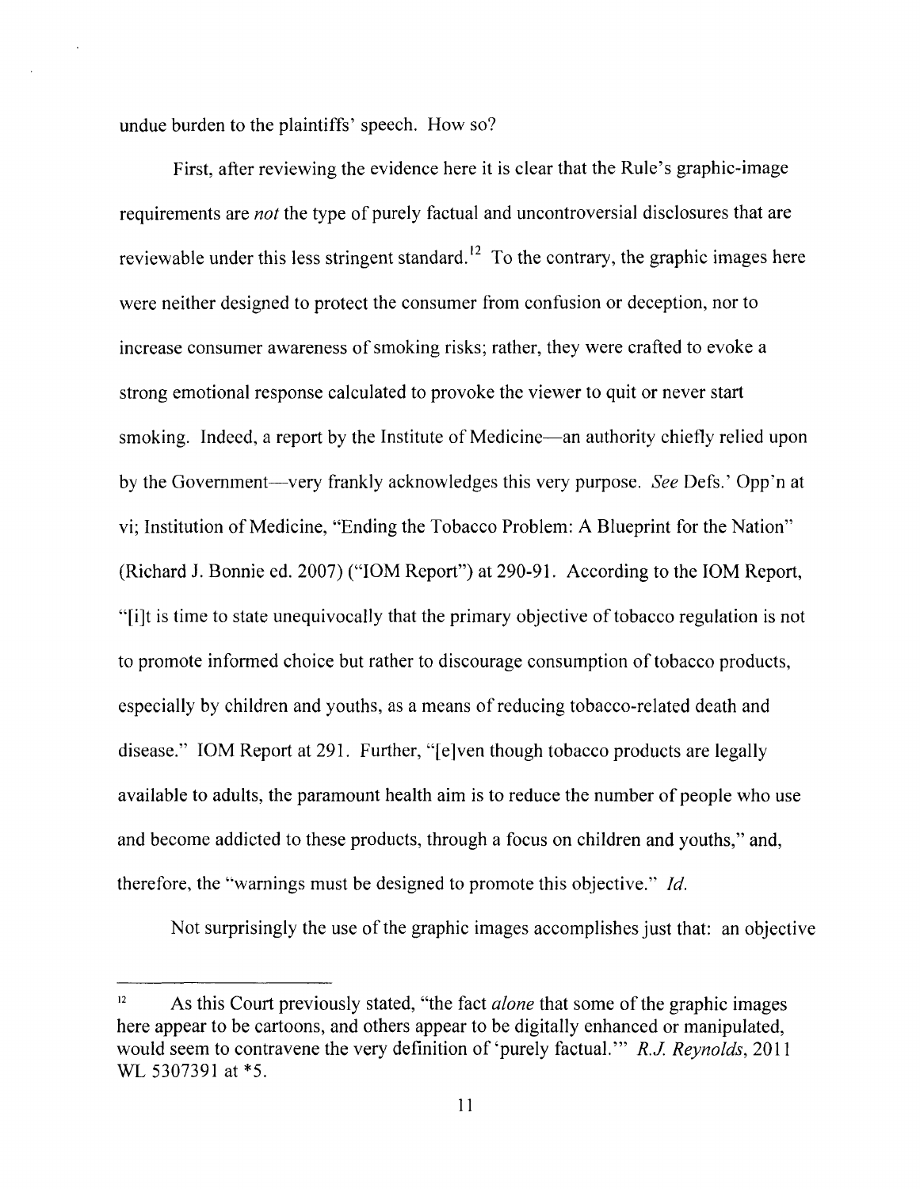undue burden to the plaintiffs' speech. How so?

First, after reviewing the evidence here it is clear that the Rule's graphic-image requirements are *not* the type of purely factual and uncontroversial disclosures that are reviewable under this less stringent standard.[12] To the contrary, the graphic images here were neither designed to protect the consumer from confusion or deception, nor to increase consumer awareness of smoking risks; rather, they were crafted to evoke a strong emotional response calculated to provoke the viewer to quit or never start smoking. Indeed, a report by the Institute of Medicine—an authority chiefly relied upon by the Government—very frankly acknowledges this very purpose. *See* Defs.' Opp'n at vi; Institution of Medicine, "Ending the Tobacco Problem: A Blueprint for the Nation" (Richard J. Bonnie ed. 2007) ("IOM Report") at 290-91. According to the IOM Report, "[i]t is time to state unequivocally that the primary objective of tobacco regulation is not to promote informed choice but rather to discourage consumption of tobacco products, especially by children and youths, as a means of reducing tobacco-related death and disease." IOM Report at 291. Further, "[e]ven though tobacco products are legally available to adults, the paramount health aim is to reduce the number of people who use and become addicted to these products, through a focus on children and youths," and, therefore, the "warnings must be designed to promote this objective." *Id.*

Not surprisingly the use of the graphic images accomplishes just that: an objective

---

[12] As this Court previously stated, "the fact *alone* that some of the graphic images here appear to be cartoons, and others appear to be digitally enhanced or manipulated, would seem to contravene the very definition of 'purely factual.'" *R.J. Reynolds*, 2011 WL 5307391 at *5.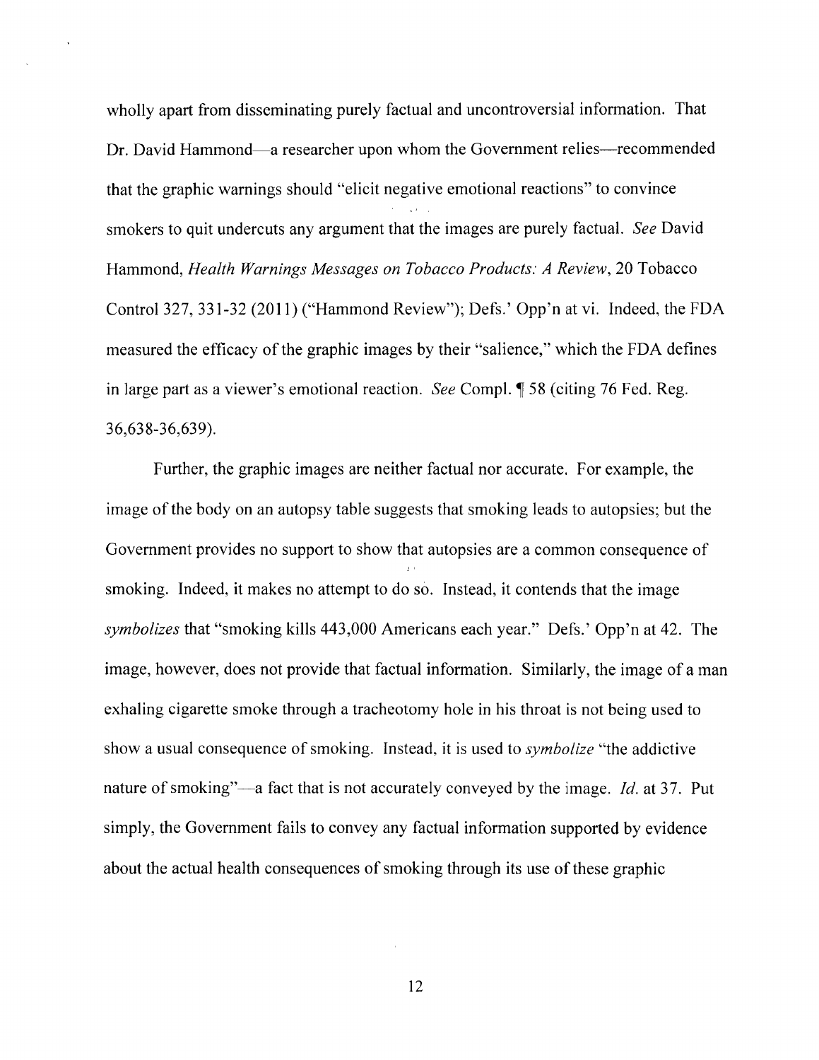wholly apart from disseminating purely factual and uncontroversial information. That Dr. David Hammond—a researcher upon whom the Government relies—recommended that the graphic warnings should "elicit negative emotional reactions" to convince smokers to quit undercuts any argument that the images are purely factual. *See* David Hammond, *Health Warnings Messages on Tobacco Products: A Review*, 20 Tobacco Control 327, 331-32 (2011) ("Hammond Review"); Defs.' Opp'n at vi. Indeed, the FDA measured the efficacy of the graphic images by their "salience," which the FDA defines in large part as a viewer's emotional reaction. *See* Compl. ¶ 58 (citing 76 Fed. Reg. 36,638-36,639).

Further, the graphic images are neither factual nor accurate. For example, the image of the body on an autopsy table suggests that smoking leads to autopsies; but the Government provides no support to show that autopsies are a common consequence of smoking. Indeed, it makes no attempt to do so. Instead, it contends that the image *symbolizes* that "smoking kills 443,000 Americans each year." Defs.' Opp'n at 42. The image, however, does not provide that factual information. Similarly, the image of a man exhaling cigarette smoke through a tracheotomy hole in his throat is not being used to show a usual consequence of smoking. Instead, it is used to *symbolize* "the addictive nature of smoking"—a fact that is not accurately conveyed by the image. *Id.* at 37. Put simply, the Government fails to convey any factual information supported by evidence about the actual health consequences of smoking through its use of these graphic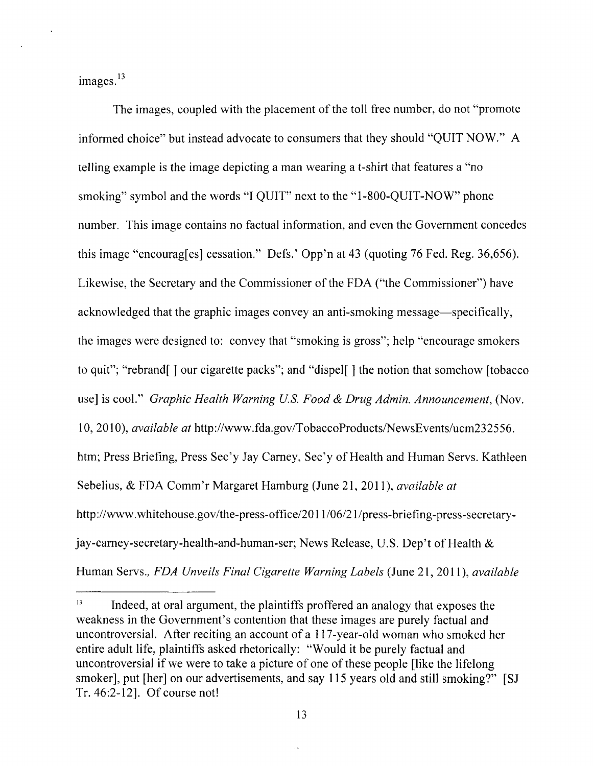images.[13]

The images, coupled with the placement of the toll free number, do not "promote informed choice" but instead advocate to consumers that they should "QUIT NOW." A telling example is the image depicting a man wearing a t-shirt that features a "no smoking" symbol and the words "I QUIT" next to the "1-800-QUIT-NOW" phone number. This image contains no factual information, and even the Government concedes this image "encourag[es] cessation." Defs.' Opp'n at 43 (quoting 76 Fed. Reg. 36,656). Likewise, the Secretary and the Commissioner of the FDA ("the Commissioner") have acknowledged that the graphic images convey an anti-smoking message—specifically, the images were designed to: convey that "smoking is gross"; help "encourage smokers to quit"; "rebrand[ ] our cigarette packs"; and "dispel[ ] the notion that somehow [tobacco use] is cool." *Graphic Health Warning U.S. Food & Drug Admin. Announcement*, (Nov. 10, 2010), *available at* http://www.fda.gov/TobaccoProducts/NewsEvents/ucm232556.htm; Press Briefing, Press Sec'y Jay Carney, Sec'y of Health and Human Servs. Kathleen Sebelius, & FDA Comm'r Margaret Hamburg (June 21, 2011), *available at* http://www.whitehouse.gov/the-press-office/2011/06/21/press-briefing-press-secretary-jay-carney-secretary-health-and-human-ser; News Release, U.S. Dep't of Health & Human Servs., *FDA Unveils Final Cigarette Warning Labels* (June 21, 2011), *available*

---

[13] Indeed, at oral argument, the plaintiffs proffered an analogy that exposes the weakness in the Government's contention that these images are purely factual and uncontroversial. After reciting an account of a 117-year-old woman who smoked her entire adult life, plaintiffs asked rhetorically: "Would it be purely factual and uncontroversial if we were to take a picture of one of these people [like the lifelong smoker], put [her] on our advertisements, and say 115 years old and still smoking?" [SJ Tr. 46:2-12]. Of course not!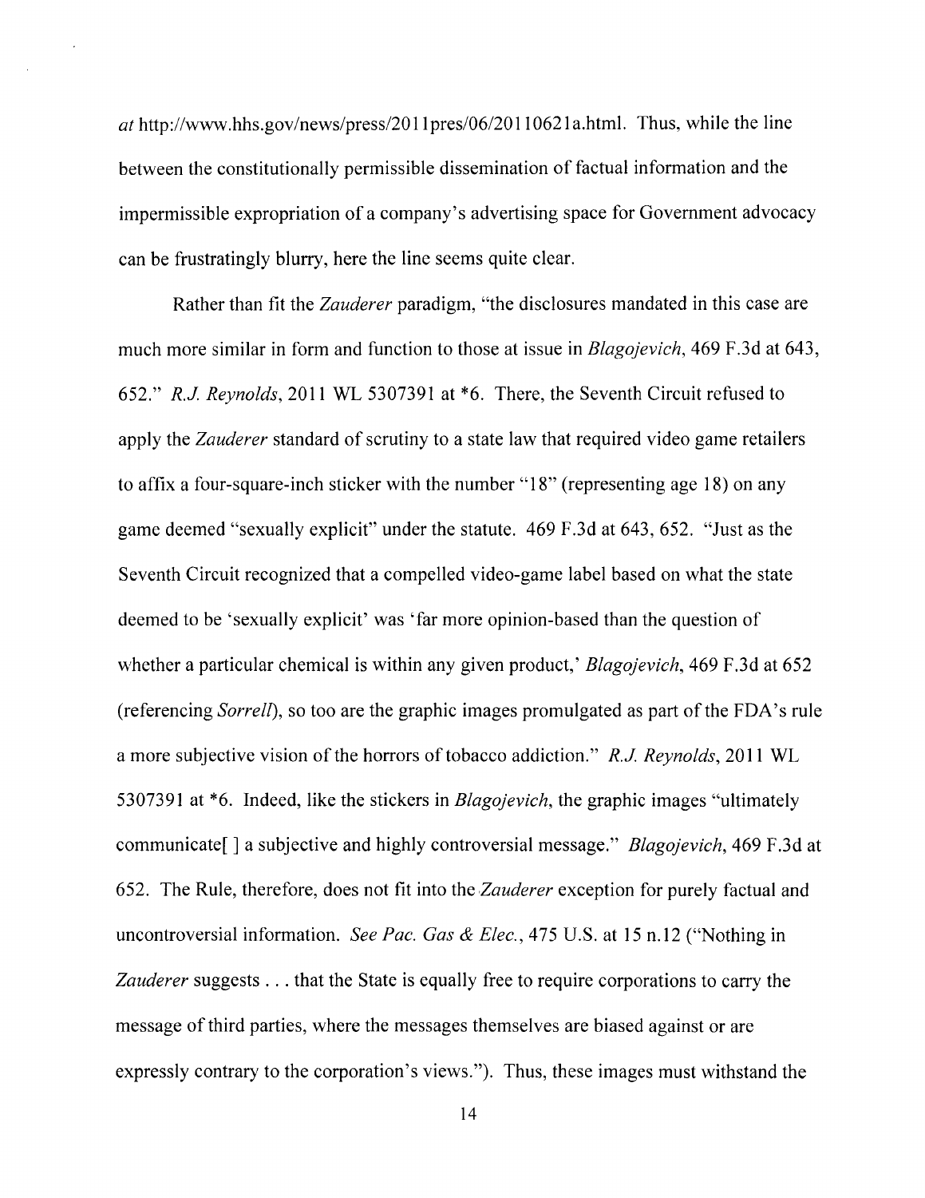*at* http://www.hhs.gov/news/press/2011pres/06/20110621a.html. Thus, while the line between the constitutionally permissible dissemination of factual information and the impermissible expropriation of a company's advertising space for Government advocacy can be frustratingly blurry, here the line seems quite clear.

Rather than fit the *Zauderer* paradigm, "the disclosures mandated in this case are much more similar in form and function to those at issue in *Blagojevich*, 469 F.3d at 643, 652." *R.J. Reynolds*, 2011 WL 5307391 at *6. There, the Seventh Circuit refused to apply the *Zauderer* standard of scrutiny to a state law that required video game retailers to affix a four-square-inch sticker with the number "18" (representing age 18) on any game deemed "sexually explicit" under the statute. 469 F.3d at 643, 652. "Just as the Seventh Circuit recognized that a compelled video-game label based on what the state deemed to be 'sexually explicit' was 'far more opinion-based than the question of whether a particular chemical is within any given product,' *Blagojevich*, 469 F.3d at 652 (referencing *Sorrell*), so too are the graphic images promulgated as part of the FDA's rule a more subjective vision of the horrors of tobacco addiction." *R.J. Reynolds*, 2011 WL 5307391 at *6. Indeed, like the stickers in *Blagojevich*, the graphic images "ultimately communicate[ ] a subjective and highly controversial message." *Blagojevich*, 469 F.3d at 652. The Rule, therefore, does not fit into the *Zauderer* exception for purely factual and uncontroversial information. *See Pac. Gas & Elec.*, 475 U.S. at 15 n.12 ("Nothing in *Zauderer* suggests . . . that the State is equally free to require corporations to carry the message of third parties, where the messages themselves are biased against or are expressly contrary to the corporation's views."). Thus, these images must withstand the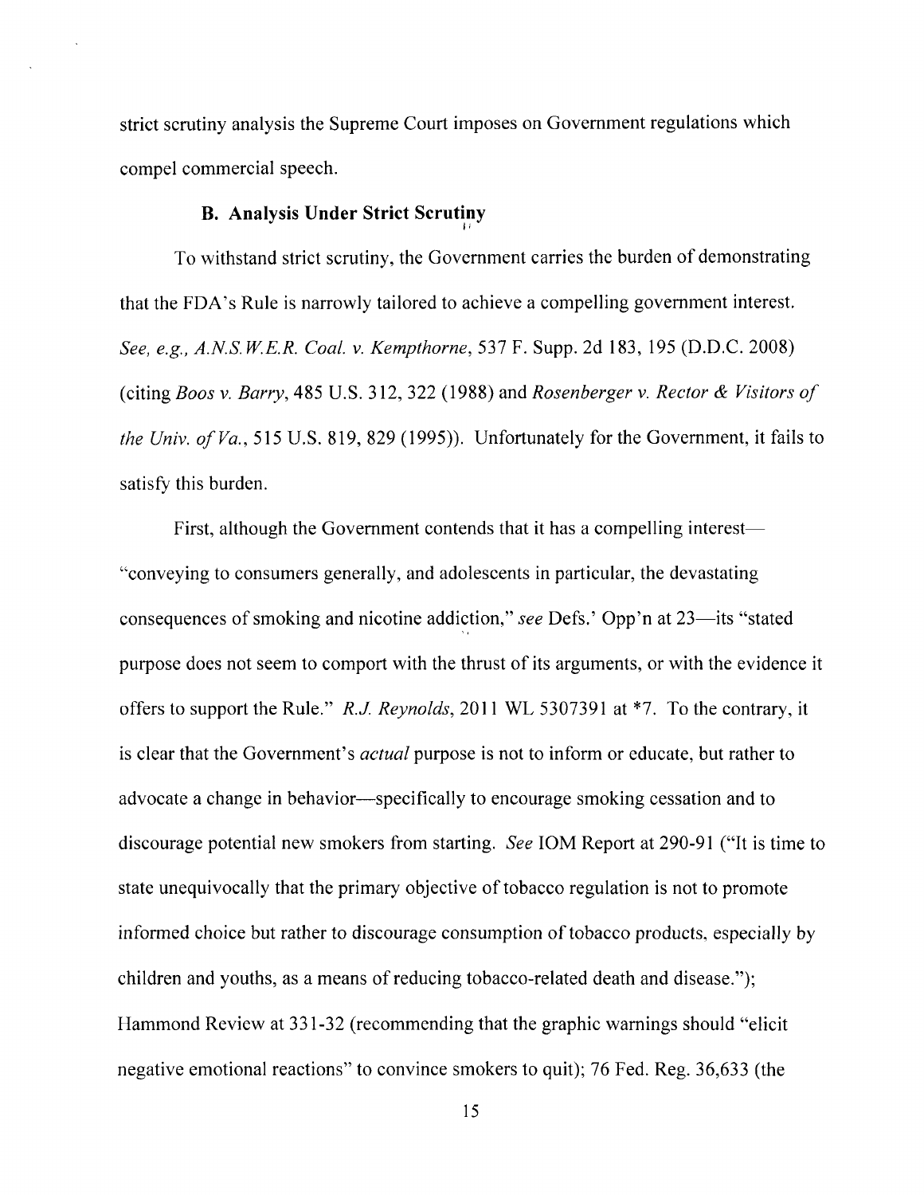strict scrutiny analysis the Supreme Court imposes on Government regulations which compel commercial speech.

### B. Analysis Under Strict Scrutiny

To withstand strict scrutiny, the Government carries the burden of demonstrating that the FDA's Rule is narrowly tailored to achieve a compelling government interest. *See, e.g., A.N.S.W.E.R. Coal. v. Kempthorne*, 537 F. Supp. 2d 183, 195 (D.D.C. 2008) (citing *Boos v. Barry*, 485 U.S. 312, 322 (1988) and *Rosenberger v. Rector & Visitors of the Univ. of Va.*, 515 U.S. 819, 829 (1995)). Unfortunately for the Government, it fails to satisfy this burden.

First, although the Government contends that it has a compelling interest—"conveying to consumers generally, and adolescents in particular, the devastating consequences of smoking and nicotine addiction," *see* Defs.' Opp'n at 23—its "stated purpose does not seem to comport with the thrust of its arguments, or with the evidence it offers to support the Rule." *R.J. Reynolds*, 2011 WL 5307391 at *7. To the contrary, it is clear that the Government's *actual* purpose is not to inform or educate, but rather to advocate a change in behavior—specifically to encourage smoking cessation and to discourage potential new smokers from starting. *See* IOM Report at 290-91 ("It is time to state unequivocally that the primary objective of tobacco regulation is not to promote informed choice but rather to discourage consumption of tobacco products, especially by children and youths, as a means of reducing tobacco-related death and disease."); Hammond Review at 331-32 (recommending that the graphic warnings should "elicit negative emotional reactions" to convince smokers to quit); 76 Fed. Reg. 36,633 (the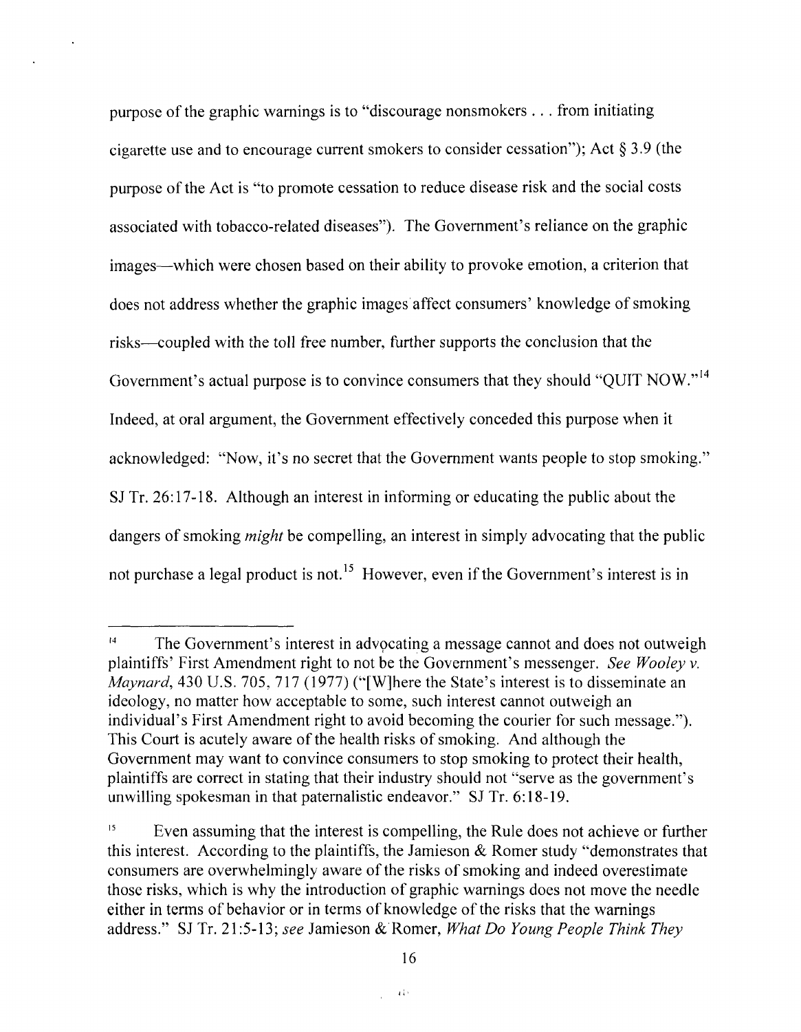purpose of the graphic warnings is to "discourage nonsmokers . . . from initiating cigarette use and to encourage current smokers to consider cessation"); Act § 3.9 (the purpose of the Act is "to promote cessation to reduce disease risk and the social costs associated with tobacco-related diseases"). The Government's reliance on the graphic images—which were chosen based on their ability to provoke emotion, a criterion that does not address whether the graphic images affect consumers' knowledge of smoking risks—coupled with the toll free number, further supports the conclusion that the Government's actual purpose is to convince consumers that they should "QUIT NOW."[14] Indeed, at oral argument, the Government effectively conceded this purpose when it acknowledged: "Now, it's no secret that the Government wants people to stop smoking." SJ Tr. 26:17-18. Although an interest in informing or educating the public about the dangers of smoking *might* be compelling, an interest in simply advocating that the public not purchase a legal product is not.[15] However, even if the Government's interest is in

---

[14] The Government's interest in advocating a message cannot and does not outweigh plaintiffs' First Amendment right to not be the Government's messenger. *See Wooley v. Maynard*, 430 U.S. 705, 717 (1977) ("[W]here the State's interest is to disseminate an ideology, no matter how acceptable to some, such interest cannot outweigh an individual's First Amendment right to avoid becoming the courier for such message."). This Court is acutely aware of the health risks of smoking. And although the Government may want to convince consumers to stop smoking to protect their health, plaintiffs are correct in stating that their industry should not "serve as the government's unwilling spokesman in that paternalistic endeavor." SJ Tr. 6:18-19.

[15] Even assuming that the interest is compelling, the Rule does not achieve or further this interest. According to the plaintiffs, the Jamieson & Romer study "demonstrates that consumers are overwhelmingly aware of the risks of smoking and indeed overestimate those risks, which is why the introduction of graphic warnings does not move the needle either in terms of behavior or in terms of knowledge of the risks that the warnings address." SJ Tr. 21:5-13; *see* Jamieson & Romer, *What Do Young People Think They*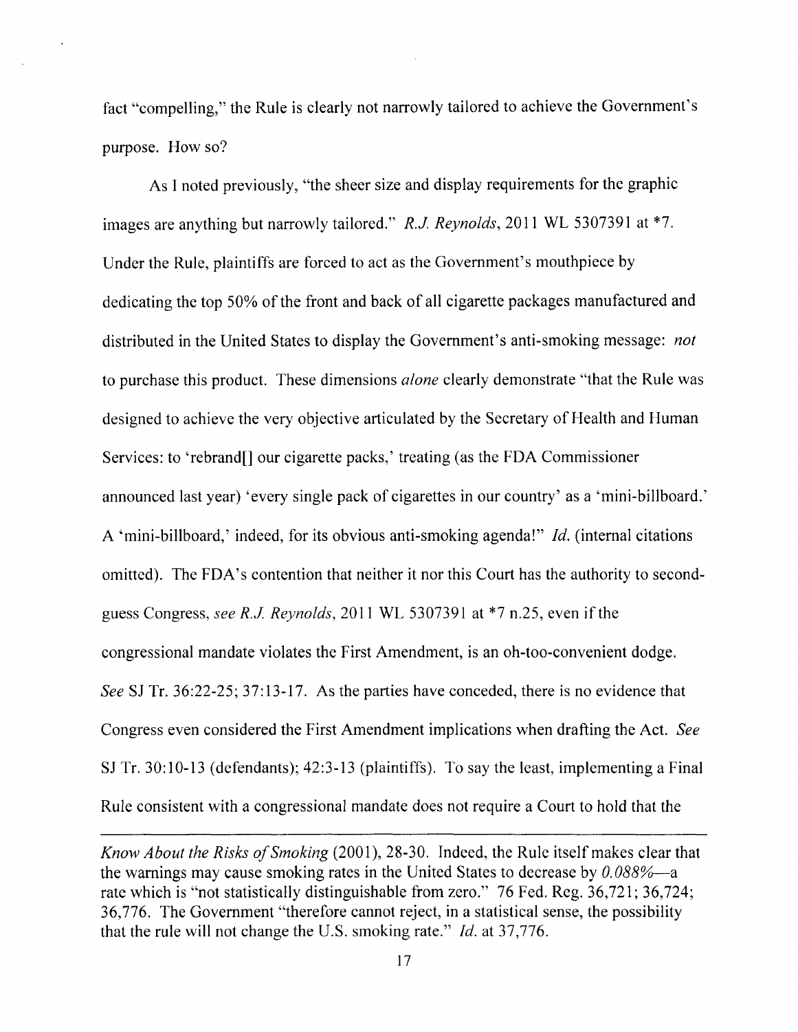fact "compelling," the Rule is clearly not narrowly tailored to achieve the Government's purpose. How so?

As I noted previously, "the sheer size and display requirements for the graphic images are anything but narrowly tailored." *R.J. Reynolds*, 2011 WL 5307391 at *7. Under the Rule, plaintiffs are forced to act as the Government's mouthpiece by dedicating the top 50% of the front and back of all cigarette packages manufactured and distributed in the United States to display the Government's anti-smoking message: *not* to purchase this product. These dimensions *alone* clearly demonstrate "that the Rule was designed to achieve the very objective articulated by the Secretary of Health and Human Services: to 'rebrand[] our cigarette packs,' treating (as the FDA Commissioner announced last year) 'every single pack of cigarettes in our country' as a 'mini-billboard.' A 'mini-billboard,' indeed, for its obvious anti-smoking agenda!" *Id.* (internal citations omitted). The FDA's contention that neither it nor this Court has the authority to second-guess Congress, *see R.J. Reynolds*, 2011 WL 5307391 at *7 n.25, even if the congressional mandate violates the First Amendment, is an oh-too-convenient dodge. *See* SJ Tr. 36:22-25; 37:13-17. As the parties have conceded, there is no evidence that Congress even considered the First Amendment implications when drafting the Act. *See* SJ Tr. 30:10-13 (defendants); 42:3-13 (plaintiffs). To say the least, implementing a Final Rule consistent with a congressional mandate does not require a Court to hold that the

---

*Know About the Risks of Smoking* (2001), 28-30. Indeed, the Rule itself makes clear that the warnings may cause smoking rates in the United States to decrease by *0.088%*—a rate which is "not statistically distinguishable from zero." 76 Fed. Reg. 36,721; 36,724; 36,776. The Government "therefore cannot reject, in a statistical sense, the possibility that the rule will not change the U.S. smoking rate." *Id.* at 37,776.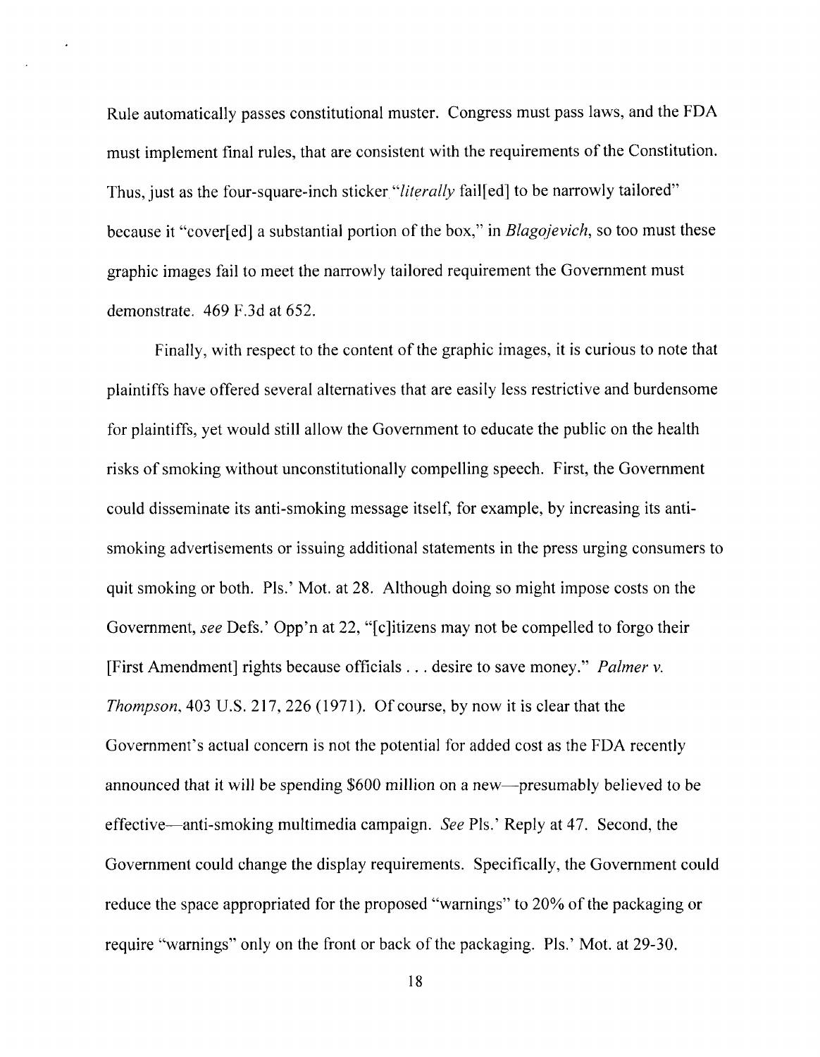Rule automatically passes constitutional muster. Congress must pass laws, and the FDA must implement final rules, that are consistent with the requirements of the Constitution. Thus, just as the four-square-inch sticker "*literally* fail[ed] to be narrowly tailored" because it "cover[ed] a substantial portion of the box," in *Blagojevich*, so too must these graphic images fail to meet the narrowly tailored requirement the Government must demonstrate. 469 F.3d at 652.

Finally, with respect to the content of the graphic images, it is curious to note that plaintiffs have offered several alternatives that are easily less restrictive and burdensome for plaintiffs, yet would still allow the Government to educate the public on the health risks of smoking without unconstitutionally compelling speech. First, the Government could disseminate its anti-smoking message itself, for example, by increasing its anti-smoking advertisements or issuing additional statements in the press urging consumers to quit smoking or both. Pls.' Mot. at 28. Although doing so might impose costs on the Government, *see* Defs.' Opp'n at 22, "[c]itizens may not be compelled to forgo their [First Amendment] rights because officials . . . desire to save money." *Palmer v. Thompson*, 403 U.S. 217, 226 (1971). Of course, by now it is clear that the Government's actual concern is not the potential for added cost as the FDA recently announced that it will be spending $600 million on a new—presumably believed to be effective—anti-smoking multimedia campaign. *See* Pls.' Reply at 47. Second, the Government could change the display requirements. Specifically, the Government could reduce the space appropriated for the proposed "warnings" to 20% of the packaging or require "warnings" only on the front or back of the packaging. Pls.' Mot. at 29-30.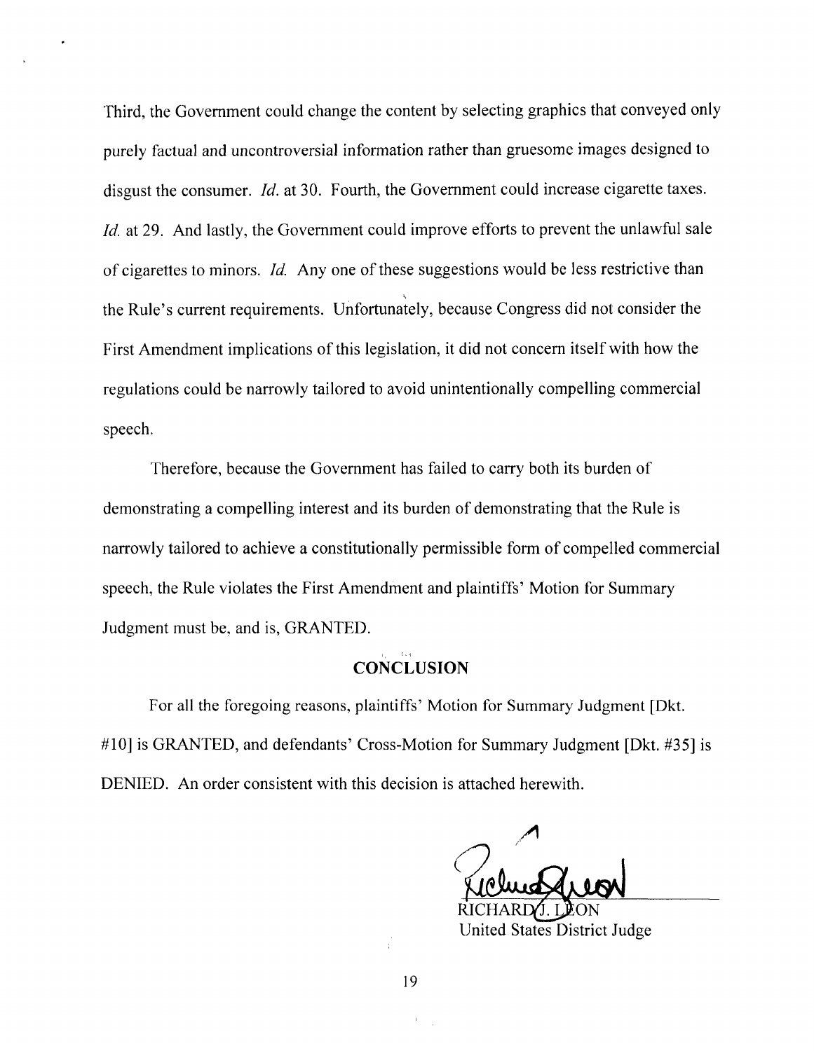Third, the Government could change the content by selecting graphics that conveyed only purely factual and uncontroversial information rather than gruesome images designed to disgust the consumer. *Id.* at 30. Fourth, the Government could increase cigarette taxes. *Id.* at 29. And lastly, the Government could improve efforts to prevent the unlawful sale of cigarettes to minors. *Id.* Any one of these suggestions would be less restrictive than the Rule's current requirements. Unfortunately, because Congress did not consider the First Amendment implications of this legislation, it did not concern itself with how the regulations could be narrowly tailored to avoid unintentionally compelling commercial speech.

Therefore, because the Government has failed to carry both its burden of demonstrating a compelling interest and its burden of demonstrating that the Rule is narrowly tailored to achieve a constitutionally permissible form of compelled commercial speech, the Rule violates the First Amendment and plaintiffs' Motion for Summary Judgment must be, and is, GRANTED.

## CONCLUSION

For all the foregoing reasons, plaintiffs' Motion for Summary Judgment [Dkt. #10] is GRANTED, and defendants' Cross-Motion for Summary Judgment [Dkt. #35] is DENIED. An order consistent with this decision is attached herewith.

RICHARD J. LEON
United States District Judge